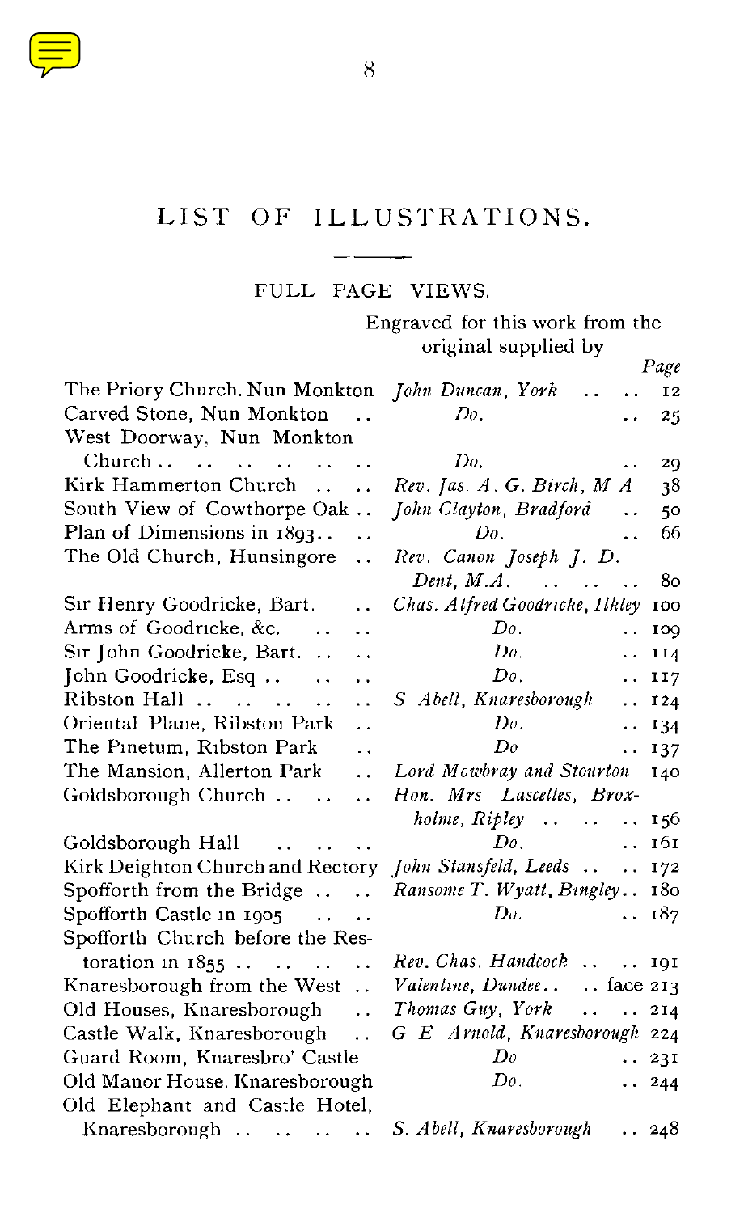# LIST OF ILLUSTRATIONS.

## FULL PAGE VIEWS.

| | Engraved for this work from the original supplied by | Page |
|---|---|---|
| The Priory Church. Nun Monkton | *John Duncan, York* | 12 |
| Carved Stone, Nun Monkton | *Do.* | 25 |
| West Doorway, Nun Monkton Church | *Do.* | 29 |
| Kirk Hammerton Church | *Rev. Jas. A. G. Birch, M A* | 38 |
| South View of Cowthorpe Oak | *John Clayton, Bradford* | 50 |
| Plan of Dimensions in 1893 | *Do.* | 66 |
| The Old Church, Hunsingore | *Rev. Canon Joseph J. D. Dent, M.A.* | 80 |
| Sir Henry Goodricke, Bart. | *Chas. Alfred Goodricke, Ilkley* | 100 |
| Arms of Goodricke, &c. | *Do.* | 109 |
| Sir John Goodricke, Bart. | *Do.* | 114 |
| John Goodricke, Esq | *Do.* | 117 |
| Ribston Hall | *S Abell, Knaresborough* | 124 |
| Oriental Plane, Ribston Park | *Do.* | 134 |
| The Pinetum, Ribston Park | *Do* | 137 |
| The Mansion, Allerton Park | *Lord Mowbray and Stourton* | 140 |
| Goldsborough Church | *Hon. Mrs Lascelles, Broxholme, Ripley* | 156 |
| Goldsborough Hall | *Do.* | 161 |
| Kirk Deighton Church and Rectory | *John Stansfeld, Leeds* | 172 |
| Spofforth from the Bridge | *Ransome T. Wyatt, Bingley* | 180 |
| Spofforth Castle in 1905 | *Do.* | 187 |
| Spofforth Church before the Restoration in 1855 | *Rev. Chas. Handcock* | 191 |
| Knaresborough from the West | *Valentine, Dundee* | face 213 |
| Old Houses, Knaresborough | *Thomas Guy, York* | 214 |
| Castle Walk, Knaresborough | *G E Arnold, Knaresborough* | 224 |
| Guard Room, Knaresbro' Castle | *Do* | 231 |
| Old Manor House, Knaresborough | *Do.* | 244 |
| Old Elephant and Castle Hotel, Knaresborough | *S. Abell, Knaresborough* | 248 |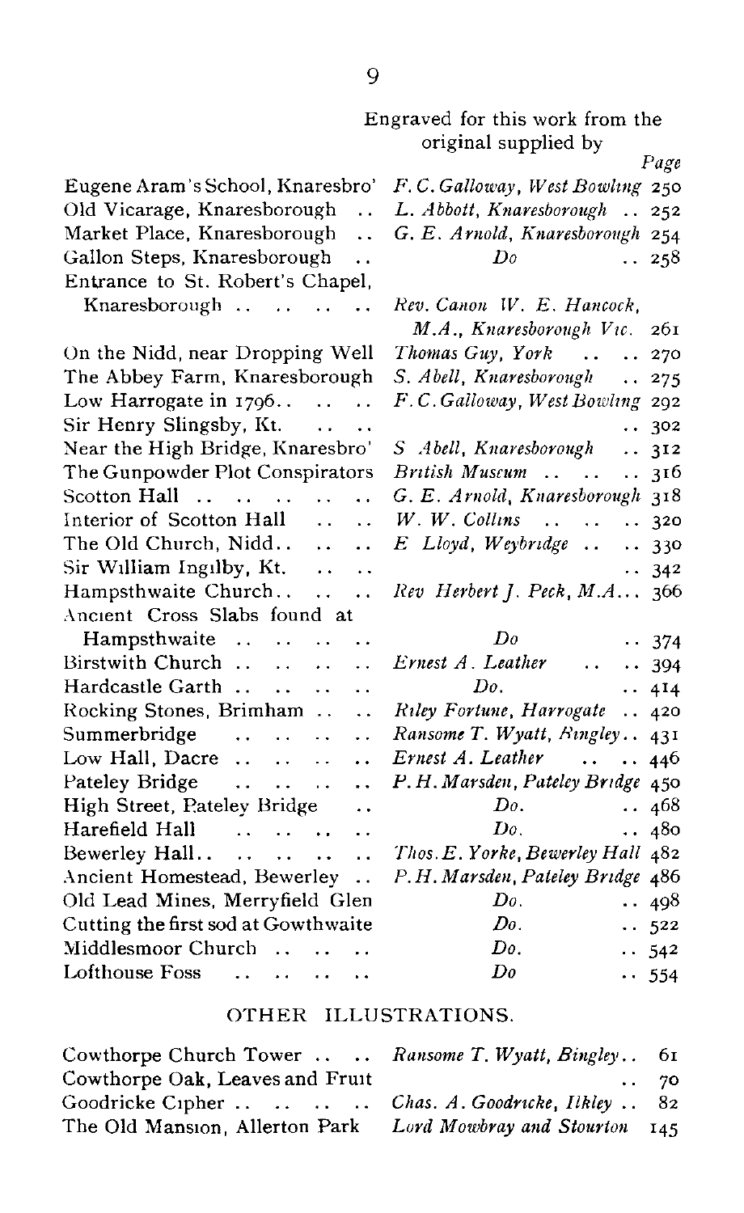| | Engraved for this work from the original supplied by | Page |
|---|---|---|
| Eugene Aram's School, Knaresbro' | *F. C. Galloway, West Bowling* | 250 |
| Old Vicarage, Knaresborough | *L. Abbott, Knaresborough* | 252 |
| Market Place, Knaresborough | *G. E. Arnold, Knaresborough* | 254 |
| Gallon Steps, Knaresborough | *Do* | 258 |
| Entrance to St. Robert's Chapel, Knaresborough | *Rev. Canon W. E. Hancock, M.A., Knaresborough Vic.* | 261 |
| On the Nidd, near Dropping Well | *Thomas Guy, York* | 270 |
| The Abbey Farm, Knaresborough | *S. Abell, Knaresborough* | 275 |
| Low Harrogate in 1796 | *F. C. Galloway, West Bowling* | 292 |
| Sir Henry Slingsby, Kt. | | 302 |
| Near the High Bridge, Knaresbro' | *S Abell, Knaresborough* | 312 |
| The Gunpowder Plot Conspirators | *British Museum* | 316 |
| Scotton Hall | *G. E. Arnold, Knaresborough* | 318 |
| Interior of Scotton Hall | *W. W. Collins* | 320 |
| The Old Church, Nidd | *E Lloyd, Weybridge* | 330 |
| Sir William Ingilby, Kt. | | 342 |
| Hampsthwaite Church | *Rev Herbert J. Peck, M.A.* | 366 |
| Ancient Cross Slabs found at Hampsthwaite | *Do* | 374 |
| Birstwith Church | *Ernest A. Leather* | 394 |
| Hardcastle Garth | *Do.* | 414 |
| Rocking Stones, Brimham | *Riley Fortune, Harrogate* | 420 |
| Summerbridge | *Ransome T. Wyatt, Bingley* | 431 |
| Low Hall, Dacre | *Ernest A. Leather* | 446 |
| Pateley Bridge | *P. H. Marsden, Pateley Bridge* | 450 |
| High Street, Pateley Bridge | *Do.* | 468 |
| Harefield Hall | *Do.* | 480 |
| Bewerley Hall | *Thos. E. Yorke, Bewerley Hall* | 482 |
| Ancient Homestead, Bewerley | *P. H. Marsden, Pateley Bridge* | 486 |
| Old Lead Mines, Merryfield Glen | *Do.* | 498 |
| Cutting the first sod at Gowthwaite | *Do.* | 522 |
| Middlesmoor Church | *Do.* | 542 |
| Lofthouse Foss | *Do* | 554 |

## OTHER ILLUSTRATIONS.

| | | |
|---|---|---|
| Cowthorpe Church Tower | *Ransome T. Wyatt, Bingley* | 61 |
| Cowthorpe Oak, Leaves and Fruit | | 70 |
| Goodricke Cipher | *Chas. A. Goodricke, Ilkley* | 82 |
| The Old Mansion, Allerton Park | *Lord Mowbray and Stourton* | 145 |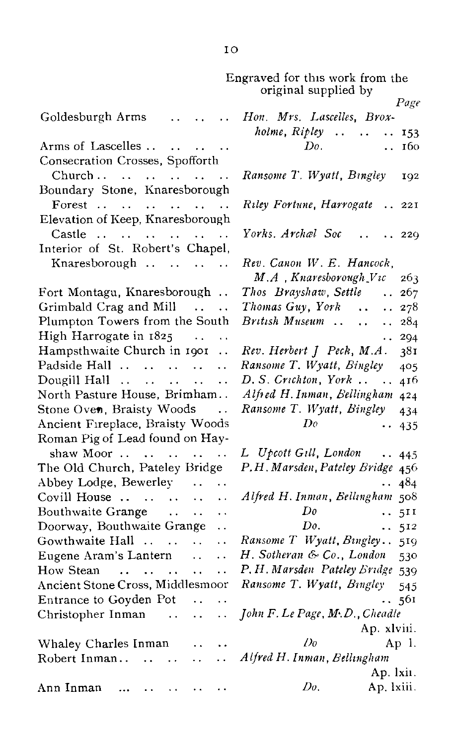| | Engraved for this work from the original supplied by | Page |
|---|---|---|
| Goldesburgh Arms | *Hon. Mrs. Lascelles, Broxholme, Ripley* | 153 |
| Arms of Lascelles | *Do.* | 160 |
| Consecration Crosses, Spofforth Church | *Ransome T. Wyatt, Bingley* | 192 |
| Boundary Stone, Knaresborough Forest | *Riley Fortune, Harrogate* | 221 |
| Elevation of Keep, Knaresborough Castle | *Yorks. Archæl Soc* | 229 |
| Interior of St. Robert's Chapel, Knaresborough | *Rev. Canon W. E. Hancock, M.A., Knaresborough Vic* | 263 |
| Fort Montagu, Knaresborough | *Thos Brayshaw, Settle* | 267 |
| Grimbald Crag and Mill | *Thomas Guy, York* | 278 |
| Plumpton Towers from the South | *British Museum* | 284 |
| High Harrogate in 1825 | | 294 |
| Hampsthwaite Church in 1901 | *Rev. Herbert J Peck, M.A.* | 381 |
| Padside Hall | *Ransome T. Wyatt, Bingley* | 405 |
| Dougill Hall | *D. S. Crichton, York* | 416 |
| North Pasture House, Brimham | *Alfred H. Inman, Bellingham* | 424 |
| Stone Oven, Braisty Woods | *Ransome T. Wyatt, Bingley* | 434 |
| Ancient Fireplace, Braisty Woods | *Do* | 435 |
| Roman Pig of Lead found on Hayshaw Moor | *L Upcott Gill, London* | 445 |
| The Old Church, Pateley Bridge | *P. H. Marsden, Pateley Bridge* | 456 |
| Abbey Lodge, Bewerley | | 484 |
| Covill House | *Alfred H. Inman, Bellingham* | 508 |
| Bouthwaite Grange | *Do* | 511 |
| Doorway, Bouthwaite Grange | *Do.* | 512 |
| Gowthwaite Hall | *Ransome T Wyatt, Bingley* | 519 |
| Eugene Aram's Lantern | *H. Sotheran & Co., London* | 530 |
| How Stean | *P. H. Marsden Pateley Bridge* | 539 |
| Ancient Stone Cross, Middlesmoor | *Ransome T. Wyatt, Bingley* | 545 |
| Entrance to Goyden Pot | | 561 |
| Christopher Inman | *John F. Le Page, M.D., Cheadle* | Ap. xlviii. |
| Whaley Charles Inman | *Do* | Ap l. |
| Robert Inman | *Alfred H. Inman, Bellingham* | Ap. lxii. |
| Ann Inman | *Do.* | Ap. lxiii. |